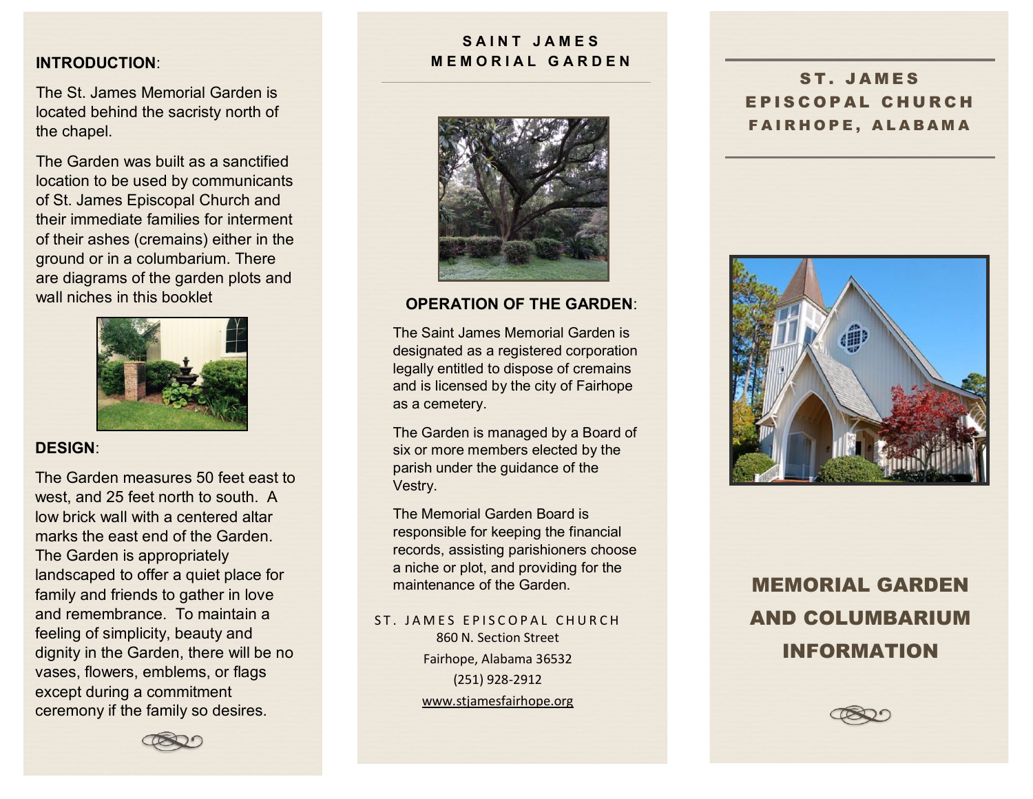## INTRODUCTION:

The St. James Memorial Garden is located behind the sacristy north of the chapel.

The Garden was built as a sanctified location to be used by communicants of St. James Episcopal Church and their immediate families for interment of their ashes (cremains) either in the ground or in a columbarium. There are diagrams of the garden plots and wall niches in this booklet

## DESIGN:

The Garden measures 50 feet east to west, and 25 feet north to south. A low brick wall with a centered altar marks the east end of the Garden. The Garden is appropriately landscaped to offer a quiet place for family and friends to gather in love and remembrance. To maintain a feeling of simplicity, beauty and dignity in the Garden, there will be no vases, flowers, emblems, or flags except during a commitment ceremony if the family so desires.

# SAINT JAMES MEMORIAL GARDEN

## OPERATION OF THE GARDEN:

The Saint James Memorial Garden is designated as a registered corporation legally entitled to dispose of cremains and is licensed by the city of Fairhope as a cemetery.

The Garden is managed by a Board of six or more members elected by the parish under the guidance of the Vestry.

The Memorial Garden Board is responsible for keeping the financial records, assisting parishioners choose a niche or plot, and providing for the maintenance of the Garden.

ST. JAMES EPISCOPAL CHURCH
860 N. Section Street
Fairhope, Alabama 36532
(251) 928-2912
www.stjamesfairhope.org

# ST. JAMES EPISCOPAL CHURCH FAIRHOPE, ALABAMA

# MEMORIAL GARDEN AND COLUMBARIUM INFORMATION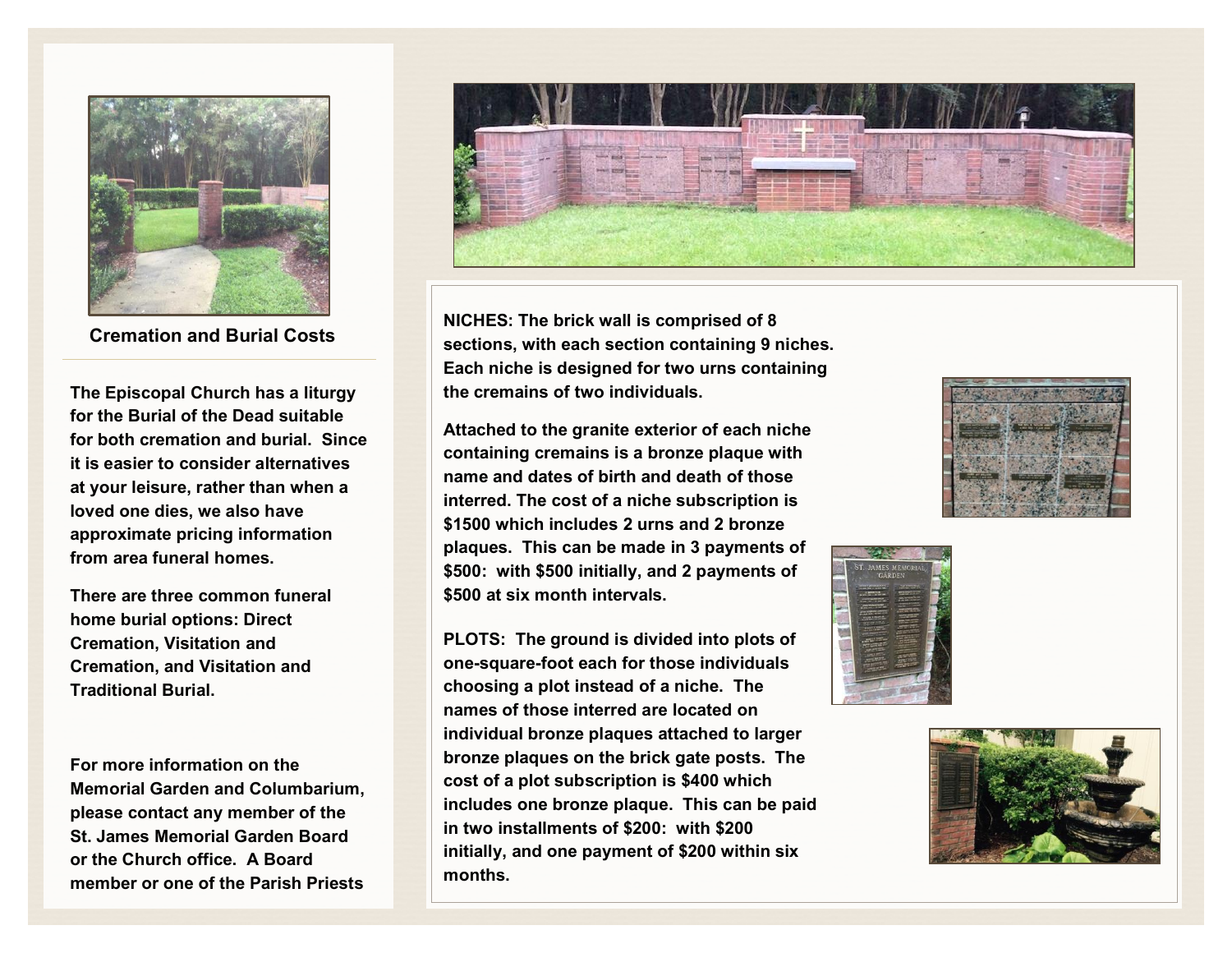## Cremation and Burial Costs

The Episcopal Church has a liturgy for the Burial of the Dead suitable for both cremation and burial. Since it is easier to consider alternatives at your leisure, rather than when a loved one dies, we also have approximate pricing information from area funeral homes.

There are three common funeral home burial options: Direct Cremation, Visitation and Cremation, and Visitation and Traditional Burial.

For more information on the Memorial Garden and Columbarium, please contact any member of the St. James Memorial Garden Board or the Church office. A Board member or one of the Parish Priests

**NICHES:** The brick wall is comprised of 8 sections, with each section containing 9 niches. Each niche is designed for two urns containing the cremains of two individuals.

Attached to the granite exterior of each niche containing cremains is a bronze plaque with name and dates of birth and death of those interred. The cost of a niche subscription is $1500 which includes 2 urns and 2 bronze plaques. This can be made in 3 payments of $500: with $500 initially, and 2 payments of $500 at six month intervals.

**PLOTS:** The ground is divided into plots of one-square-foot each for those individuals choosing a plot instead of a niche. The names of those interred are located on individual bronze plaques attached to larger bronze plaques on the brick gate posts. The cost of a plot subscription is $400 which includes one bronze plaque. This can be paid in two installments of $200: with $200 initially, and one payment of $200 within six months.